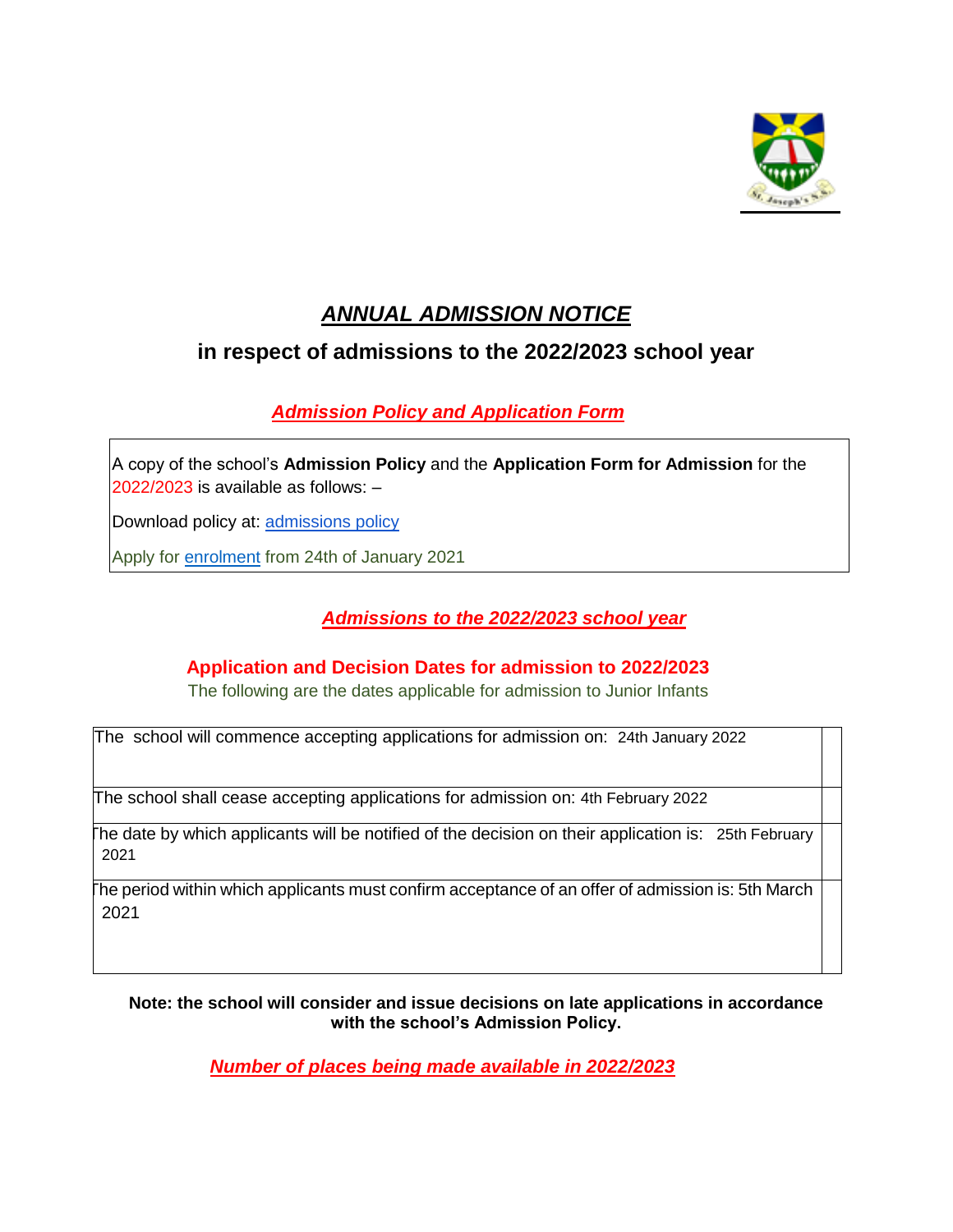# ***ANNUAL ADMISSION NOTICE***

## in respect of admissions to the 2022/2023 school year

### ***Admission Policy and Application Form***

A copy of the school's **Admission Policy** and the **Application Form for Admission** for the 2022/2023 is available as follows: –

Download policy at: [admissions policy]

Apply for [enrolment] from 24th of January 2021

### ***Admissions to the 2022/2023 school year***

**Application and Decision Dates for admission to 2022/2023**

The following are the dates applicable for admission to Junior Infants

| | |
|---|---|
| The school will commence accepting applications for admission on: 24th January 2022 | |
| The school shall cease accepting applications for admission on: 4th February 2022 | |
| The date by which applicants will be notified of the decision on their application is: 25th February 2021 | |
| The period within which applicants must confirm acceptance of an offer of admission is: 5th March 2021 | |

**Note: the school will consider and issue decisions on late applications in accordance with the school's Admission Policy.**

### ***Number of places being made available in 2022/2023***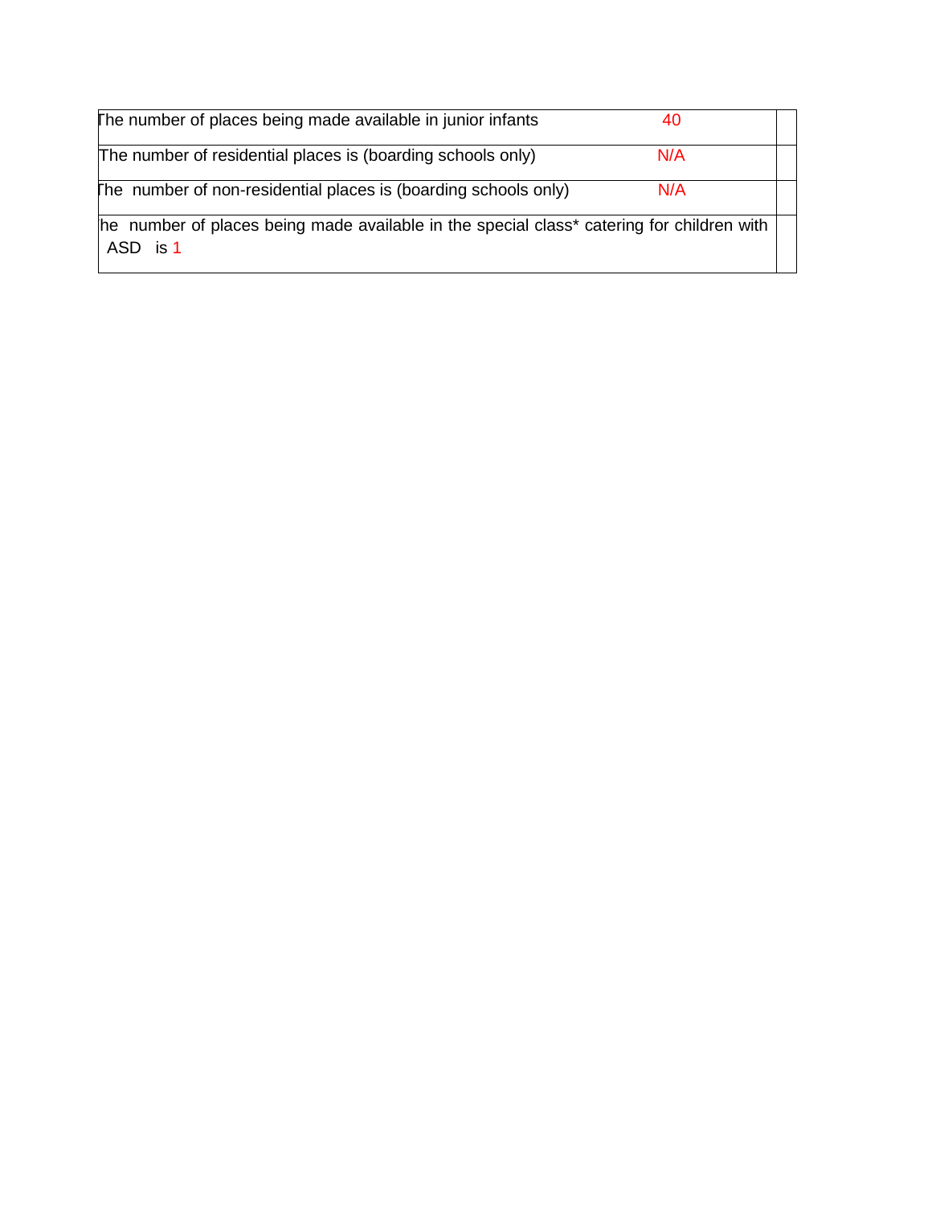| | | |
|---|---|---|
| The number of places being made available in junior infants | 40 | |
| The number of residential places is (boarding schools only) | N/A | |
| The number of non-residential places is (boarding schools only) | N/A | |
| The number of places being made available in the special class* catering for children with ASD is 1 | | |